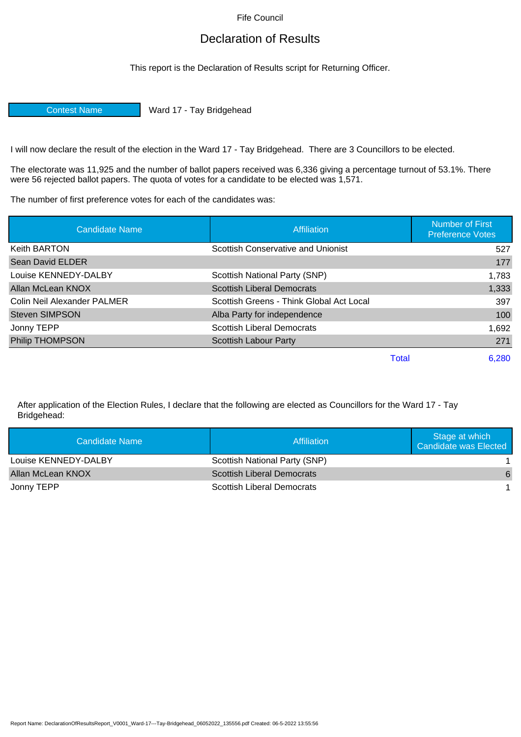Fife Council

# Declaration of Results

This report is the Declaration of Results script for Returning Officer.

| Contest Name | Ward 17 - Tay Bridgehead |
|---|---|

I will now declare the result of the election in the Ward 17 - Tay Bridgehead. There are 3 Councillors to be elected.

The electorate was 11,925 and the number of ballot papers received was 6,336 giving a percentage turnout of 53.1%. There were 56 rejected ballot papers. The quota of votes for a candidate to be elected was 1,571.

The number of first preference votes for each of the candidates was:

| Candidate Name | Affiliation | Number of First Preference Votes |
|---|---|---|
| Keith BARTON | Scottish Conservative and Unionist | 527 |
| Sean David ELDER | | 177 |
| Louise KENNEDY-DALBY | Scottish National Party (SNP) | 1,783 |
| Allan McLean KNOX | Scottish Liberal Democrats | 1,333 |
| Colin Neil Alexander PALMER | Scottish Greens - Think Global Act Local | 397 |
| Steven SIMPSON | Alba Party for independence | 100 |
| Jonny TEPP | Scottish Liberal Democrats | 1,692 |
| Philip THOMPSON | Scottish Labour Party | 271 |
| | Total | 6,280 |

After application of the Election Rules, I declare that the following are elected as Councillors for the Ward 17 - Tay Bridgehead:

| Candidate Name | Affiliation | Stage at which Candidate was Elected |
|---|---|---|
| Louise KENNEDY-DALBY | Scottish National Party (SNP) | 1 |
| Allan McLean KNOX | Scottish Liberal Democrats | 6 |
| Jonny TEPP | Scottish Liberal Democrats | 1 |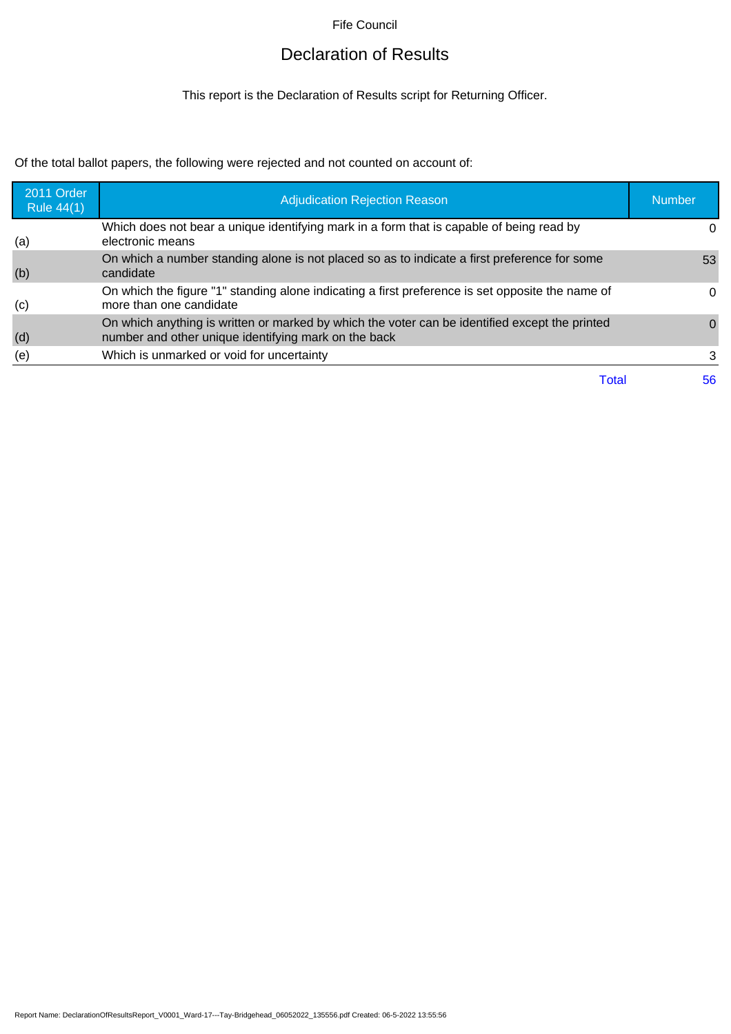Fife Council

# Declaration of Results

This report is the Declaration of Results script for Returning Officer.

Of the total ballot papers, the following were rejected and not counted on account of:

| 2011 Order Rule 44(1) | Adjudication Rejection Reason | Number |
|---|---|---|
| (a) | Which does not bear a unique identifying mark in a form that is capable of being read by electronic means | 0 |
| (b) | On which a number standing alone is not placed so as to indicate a first preference for some candidate | 53 |
| (c) | On which the figure "1" standing alone indicating a first preference is set opposite the name of more than one candidate | 0 |
| (d) | On which anything is written or marked by which the voter can be identified except the printed number and other unique identifying mark on the back | 0 |
| (e) | Which is unmarked or void for uncertainty | 3 |
| | Total | 56 |

Report Name: DeclarationOfResultsReport_V0001_Ward-17---Tay-Bridgehead_06052022_135556.pdf Created: 06-5-2022 13:55:56